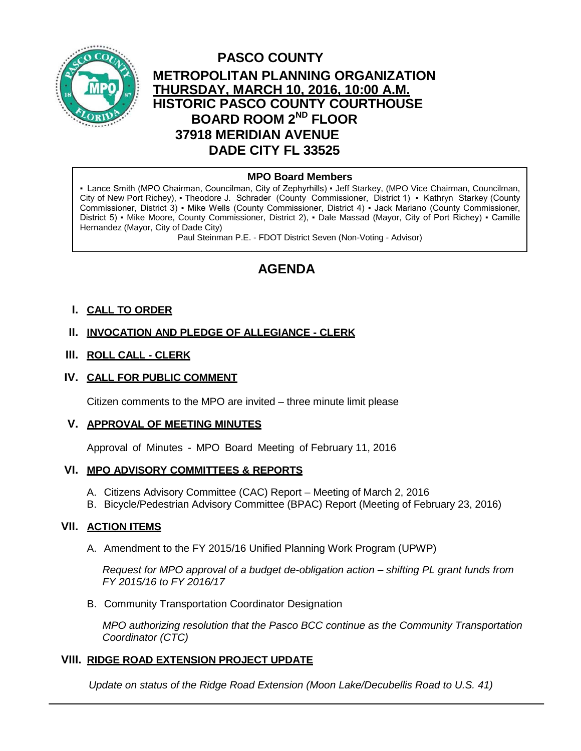# PASCO COUNTY

## METROPOLITAN PLANNING ORGANIZATION

## THURSDAY, MARCH 10, 2016, 10:00 A.M.

## HISTORIC PASCO COUNTY COURTHOUSE

## BOARD ROOM 2ND FLOOR

## 37918 MERIDIAN AVENUE

## DADE CITY FL 33525

**MPO Board Members**

▪ Lance Smith (MPO Chairman, Councilman, City of Zephyrhills) ▪ Jeff Starkey, (MPO Vice Chairman, Councilman, City of New Port Richey), ▪ Theodore J. Schrader (County Commissioner, District 1) ▪ Kathryn Starkey (County Commissioner, District 3) ▪ Mike Wells (County Commissioner, District 4) ▪ Jack Mariano (County Commissioner, District 5) ▪ Mike Moore, County Commissioner, District 2), ▪ Dale Massad (Mayor, City of Port Richey) ▪ Camille Hernandez (Mayor, City of Dade City)

Paul Steinman P.E. - FDOT District Seven (Non-Voting - Advisor)

# AGENDA

**I. CALL TO ORDER**

**II. INVOCATION AND PLEDGE OF ALLEGIANCE - CLERK**

**III. ROLL CALL - CLERK**

**IV. CALL FOR PUBLIC COMMENT**

Citizen comments to the MPO are invited – three minute limit please

**V. APPROVAL OF MEETING MINUTES**

Approval of Minutes - MPO Board Meeting of February 11, 2016

**VI. MPO ADVISORY COMMITTEES & REPORTS**

A. Citizens Advisory Committee (CAC) Report – Meeting of March 2, 2016
B. Bicycle/Pedestrian Advisory Committee (BPAC) Report (Meeting of February 23, 2016)

**VII. ACTION ITEMS**

A. Amendment to the FY 2015/16 Unified Planning Work Program (UPWP)

*Request for MPO approval of a budget de-obligation action – shifting PL grant funds from FY 2015/16 to FY 2016/17*

B. Community Transportation Coordinator Designation

*MPO authorizing resolution that the Pasco BCC continue as the Community Transportation Coordinator (CTC)*

**VIII. RIDGE ROAD EXTENSION PROJECT UPDATE**

*Update on status of the Ridge Road Extension (Moon Lake/Decubellis Road to U.S. 41)*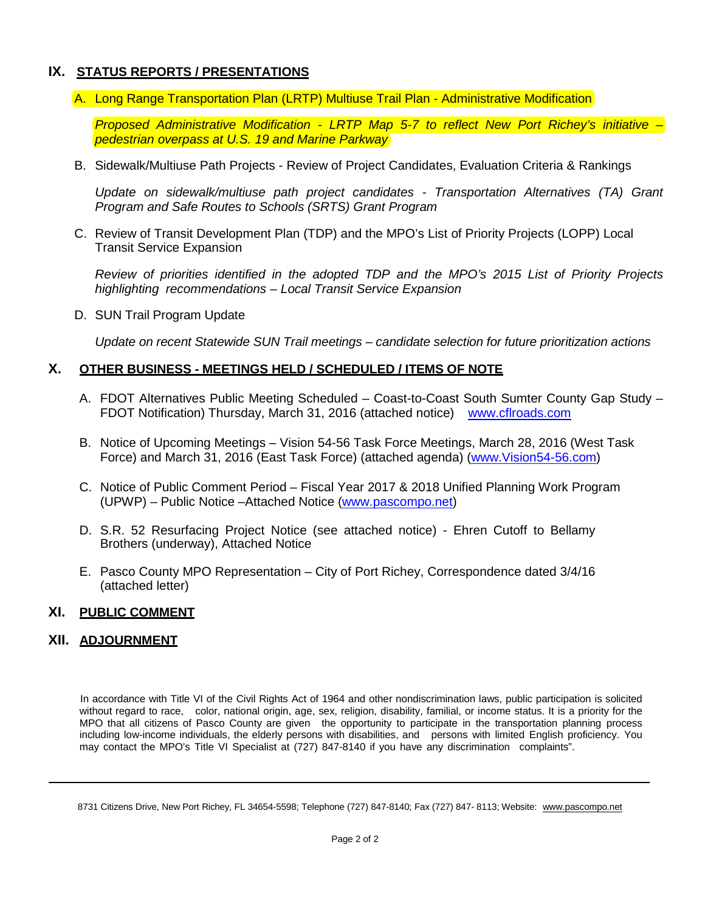## IX. STATUS REPORTS / PRESENTATIONS

A. Long Range Transportation Plan (LRTP) Multiuse Trail Plan - Administrative Modification

*Proposed Administrative Modification - LRTP Map 5-7 to reflect New Port Richey's initiative – pedestrian overpass at U.S. 19 and Marine Parkway*

B. Sidewalk/Multiuse Path Projects - Review of Project Candidates, Evaluation Criteria & Rankings

*Update on sidewalk/multiuse path project candidates - Transportation Alternatives (TA) Grant Program and Safe Routes to Schools (SRTS) Grant Program*

C. Review of Transit Development Plan (TDP) and the MPO's List of Priority Projects (LOPP) Local Transit Service Expansion

*Review of priorities identified in the adopted TDP and the MPO's 2015 List of Priority Projects highlighting recommendations – Local Transit Service Expansion*

D. SUN Trail Program Update

*Update on recent Statewide SUN Trail meetings – candidate selection for future prioritization actions*

## X. OTHER BUSINESS - MEETINGS HELD / SCHEDULED / ITEMS OF NOTE

A. FDOT Alternatives Public Meeting Scheduled – Coast-to-Coast South Sumter County Gap Study – FDOT Notification) Thursday, March 31, 2016 (attached notice) www.cflroads.com

B. Notice of Upcoming Meetings – Vision 54-56 Task Force Meetings, March 28, 2016 (West Task Force) and March 31, 2016 (East Task Force) (attached agenda) (www.Vision54-56.com)

C. Notice of Public Comment Period – Fiscal Year 2017 & 2018 Unified Planning Work Program (UPWP) – Public Notice –Attached Notice (www.pascompo.net)

D. S.R. 52 Resurfacing Project Notice (see attached notice) - Ehren Cutoff to Bellamy Brothers (underway), Attached Notice

E. Pasco County MPO Representation – City of Port Richey, Correspondence dated 3/4/16 (attached letter)

## XI. PUBLIC COMMENT

## XII. ADJOURNMENT

In accordance with Title VI of the Civil Rights Act of 1964 and other nondiscrimination laws, public participation is solicited without regard to race, color, national origin, age, sex, religion, disability, familial, or income status. It is a priority for the MPO that all citizens of Pasco County are given the opportunity to participate in the transportation planning process including low-income individuals, the elderly persons with disabilities, and persons with limited English proficiency. You may contact the MPO's Title VI Specialist at (727) 847-8140 if you have any discrimination complaints".

---

8731 Citizens Drive, New Port Richey, FL 34654-5598; Telephone (727) 847-8140; Fax (727) 847- 8113; Website: www.pascompo.net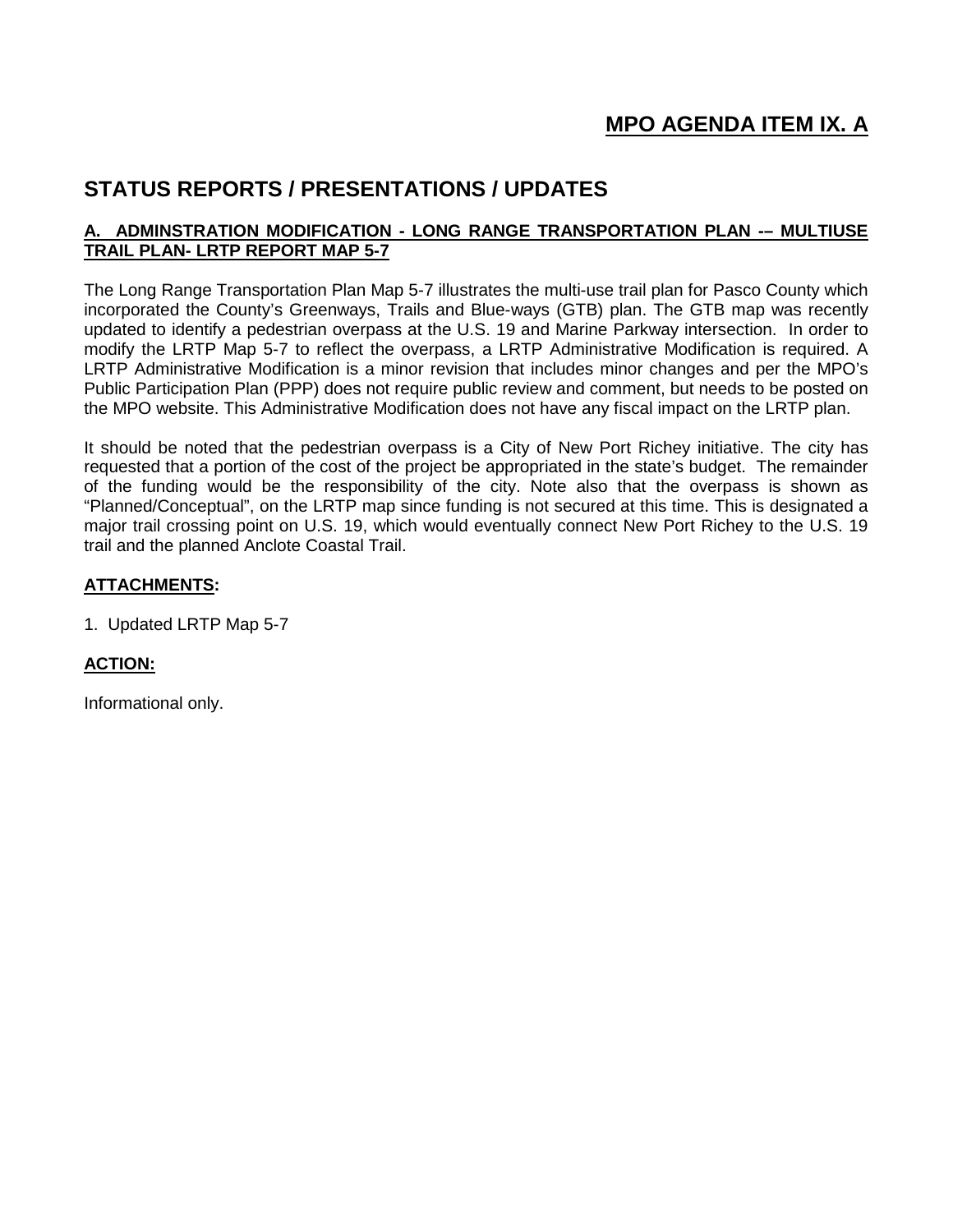# MPO AGENDA ITEM IX. A

## STATUS REPORTS / PRESENTATIONS / UPDATES

**A. ADMINSTRATION MODIFICATION - LONG RANGE TRANSPORTATION PLAN -– MULTIUSE TRAIL PLAN- LRTP REPORT MAP 5-7**

The Long Range Transportation Plan Map 5-7 illustrates the multi-use trail plan for Pasco County which incorporated the County's Greenways, Trails and Blue-ways (GTB) plan. The GTB map was recently updated to identify a pedestrian overpass at the U.S. 19 and Marine Parkway intersection. In order to modify the LRTP Map 5-7 to reflect the overpass, a LRTP Administrative Modification is required. A LRTP Administrative Modification is a minor revision that includes minor changes and per the MPO's Public Participation Plan (PPP) does not require public review and comment, but needs to be posted on the MPO website. This Administrative Modification does not have any fiscal impact on the LRTP plan.

It should be noted that the pedestrian overpass is a City of New Port Richey initiative. The city has requested that a portion of the cost of the project be appropriated in the state's budget. The remainder of the funding would be the responsibility of the city. Note also that the overpass is shown as "Planned/Conceptual", on the LRTP map since funding is not secured at this time. This is designated a major trail crossing point on U.S. 19, which would eventually connect New Port Richey to the U.S. 19 trail and the planned Anclote Coastal Trail.

**ATTACHMENTS:**

1. Updated LRTP Map 5-7

**ACTION:**

Informational only.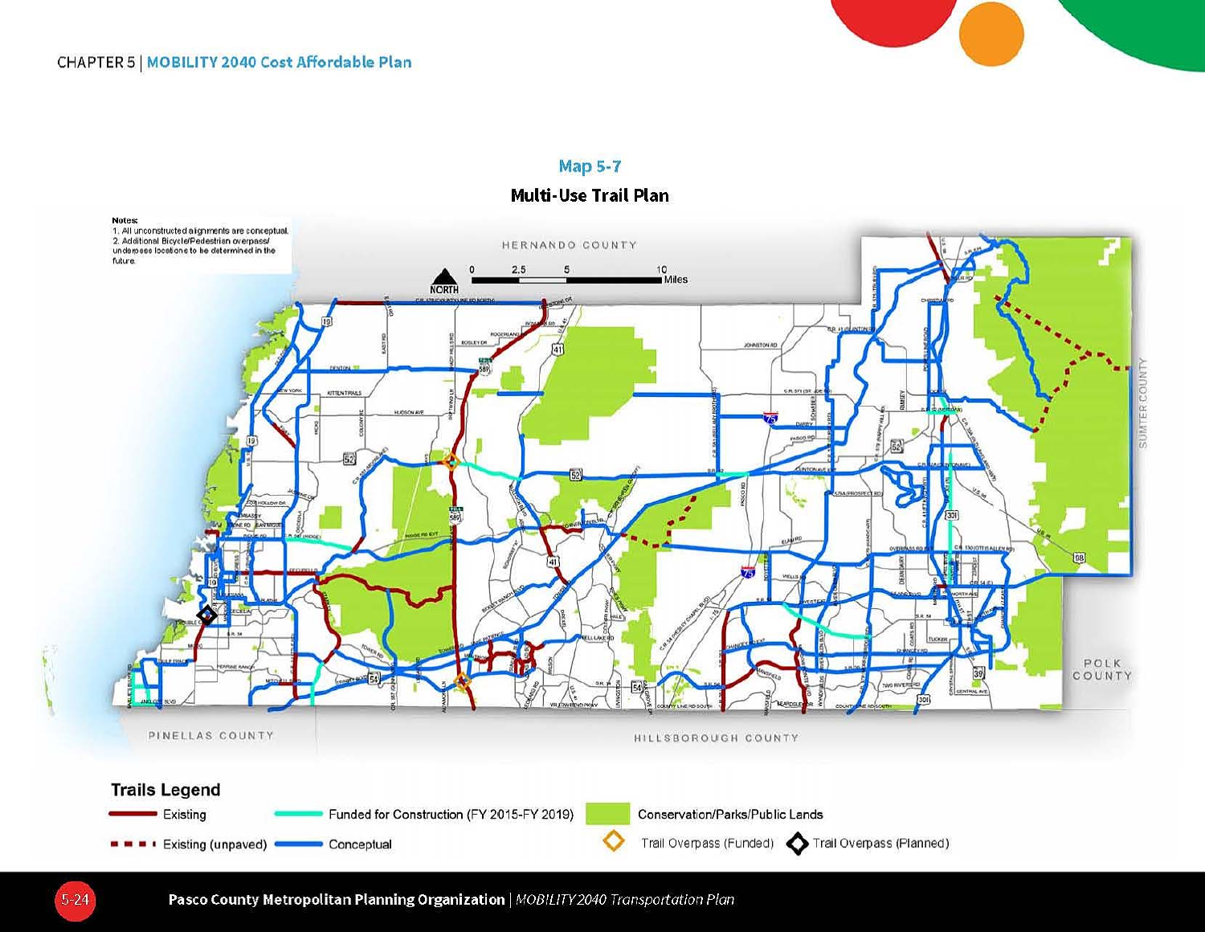## Map 5-7

**Multi-Use Trail Plan**

Notes:
1. All unconstructed alignments are conceptual.
2. Additional Bicycle/Pedestrian overpass/underpass locations to be determined in the future.

HERNANDO COUNTY

SUMTER COUNTY

POLK COUNTY

PINELLAS COUNTY

HILLSBOROUGH COUNTY

NORTH

0 2.5 5 10 Miles

**Trails Legend**

Existing

Existing (unpaved)

Funded for Construction (FY 2015-FY 2019)

Conceptual

Conservation/Parks/Public Lands

Trail Overpass (Funded)

Trail Overpass (Planned)